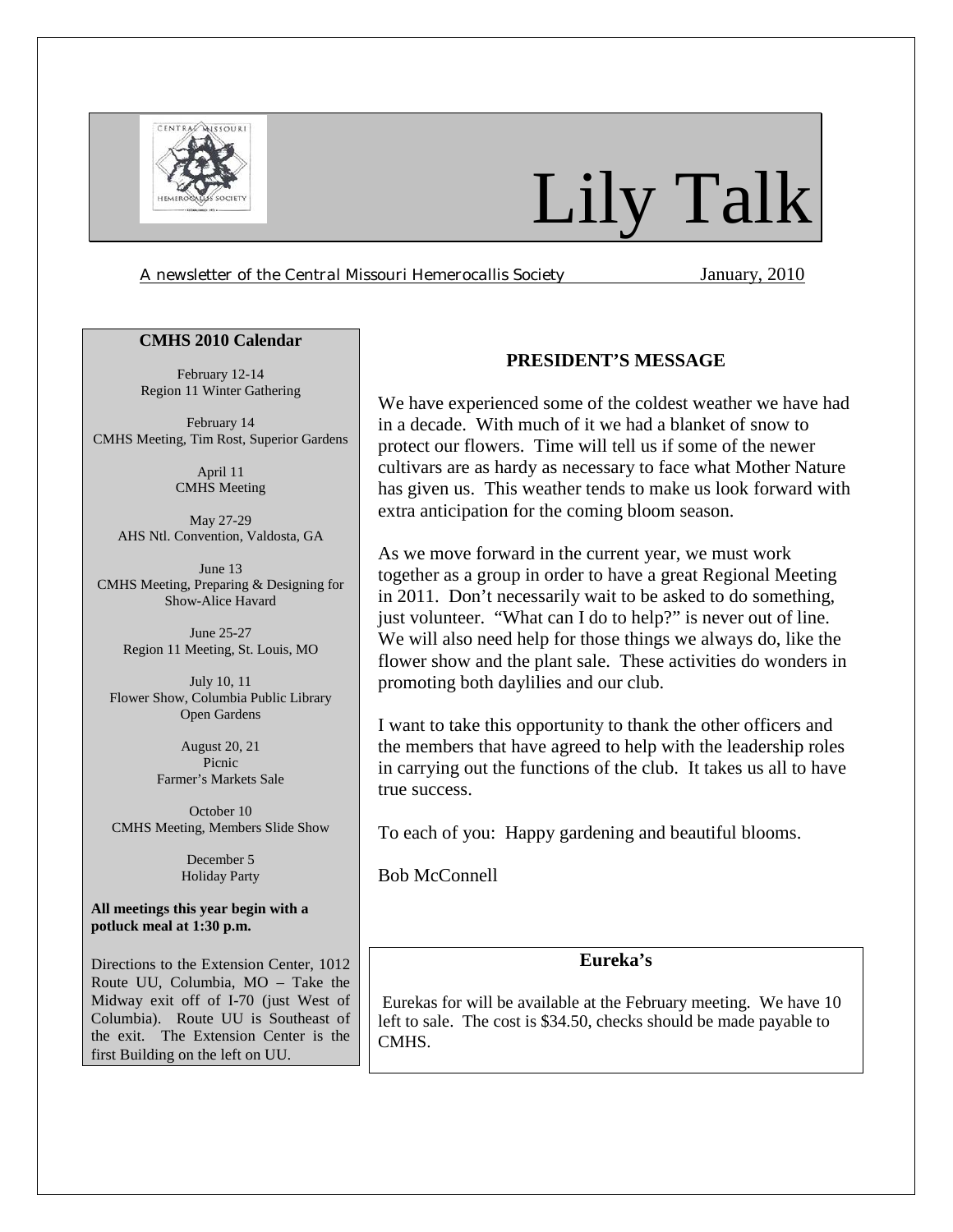# Lily Talk

A newsletter of the Central Missouri Hemerocallis Society January, 2010

## PRESIDENT'S MESSAGE

We have experienced some of the coldest weather we have had in a decade. With much of it we had a blanket of snow to protect our flowers. Time will tell us if some of the newer cultivars are as hardy as necessary to face what Mother Nature has given us. This weather tends to make us look forward with extra anticipation for the coming bloom season.

As we move forward in the current year, we must work together as a group in order to have a great Regional Meeting in 2011. Don't necessarily wait to be asked to do something, just volunteer. "What can I do to help?" is never out of line. We will also need help for those things we always do, like the flower show and the plant sale. These activities do wonders in promoting both daylilies and our club.

I want to take this opportunity to thank the other officers and the members that have agreed to help with the leadership roles in carrying out the functions of the club. It takes us all to have true success.

To each of you: Happy gardening and beautiful blooms.

Bob McConnell

## CMHS 2010 Calendar

February 12-14
Region 11 Winter Gathering

February 14
CMHS Meeting, Tim Rost, Superior Gardens

April 11
CMHS Meeting

May 27-29
AHS Ntl. Convention, Valdosta, GA

June 13
CMHS Meeting, Preparing & Designing for Show-Alice Havard

June 25-27
Region 11 Meeting, St. Louis, MO

July 10, 11
Flower Show, Columbia Public Library
Open Gardens

August 20, 21
Picnic
Farmer's Markets Sale

October 10
CMHS Meeting, Members Slide Show

December 5
Holiday Party

**All meetings this year begin with a potluck meal at 1:30 p.m.**

Directions to the Extension Center, 1012 Route UU, Columbia, MO – Take the Midway exit off of I-70 (just West of Columbia). Route UU is Southeast of the exit. The Extension Center is the first Building on the left on UU.

## Eureka's

Eurekas for will be available at the February meeting. We have 10 left to sale. The cost is $34.50, checks should be made payable to CMHS.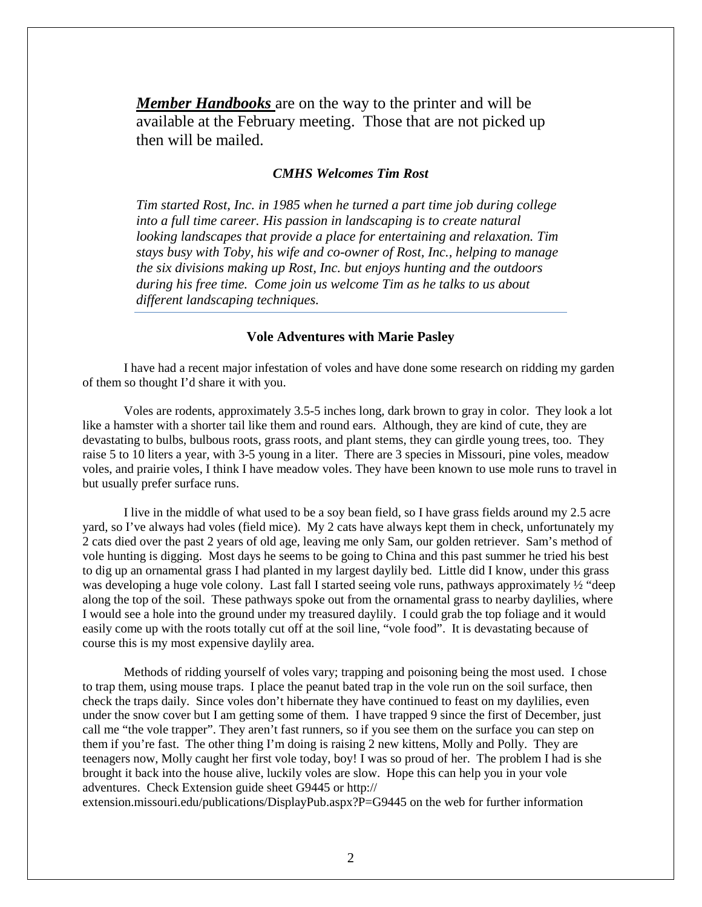***Member Handbooks*** are on the way to the printer and will be available at the February meeting. Those that are not picked up then will be mailed.

### *CMHS Welcomes Tim Rost*

*Tim started Rost, Inc. in 1985 when he turned a part time job during college into a full time career. His passion in landscaping is to create natural looking landscapes that provide a place for entertaining and relaxation. Tim stays busy with Toby, his wife and co-owner of Rost, Inc., helping to manage the six divisions making up Rost, Inc. but enjoys hunting and the outdoors during his free time. Come join us welcome Tim as he talks to us about different landscaping techniques.*

---

### Vole Adventures with Marie Pasley

I have had a recent major infestation of voles and have done some research on ridding my garden of them so thought I'd share it with you.

Voles are rodents, approximately 3.5-5 inches long, dark brown to gray in color. They look a lot like a hamster with a shorter tail like them and round ears. Although, they are kind of cute, they are devastating to bulbs, bulbous roots, grass roots, and plant stems, they can girdle young trees, too. They raise 5 to 10 liters a year, with 3-5 young in a liter. There are 3 species in Missouri, pine voles, meadow voles, and prairie voles, I think I have meadow voles. They have been known to use mole runs to travel in but usually prefer surface runs.

I live in the middle of what used to be a soy bean field, so I have grass fields around my 2.5 acre yard, so I've always had voles (field mice). My 2 cats have always kept them in check, unfortunately my 2 cats died over the past 2 years of old age, leaving me only Sam, our golden retriever. Sam's method of vole hunting is digging. Most days he seems to be going to China and this past summer he tried his best to dig up an ornamental grass I had planted in my largest daylily bed. Little did I know, under this grass was developing a huge vole colony. Last fall I started seeing vole runs, pathways approximately ½ "deep along the top of the soil. These pathways spoke out from the ornamental grass to nearby daylilies, where I would see a hole into the ground under my treasured daylily. I could grab the top foliage and it would easily come up with the roots totally cut off at the soil line, "vole food". It is devastating because of course this is my most expensive daylily area.

Methods of ridding yourself of voles vary; trapping and poisoning being the most used. I chose to trap them, using mouse traps. I place the peanut bated trap in the vole run on the soil surface, then check the traps daily. Since voles don't hibernate they have continued to feast on my daylilies, even under the snow cover but I am getting some of them. I have trapped 9 since the first of December, just call me "the vole trapper". They aren't fast runners, so if you see them on the surface you can step on them if you're fast. The other thing I'm doing is raising 2 new kittens, Molly and Polly. They are teenagers now, Molly caught her first vole today, boy! I was so proud of her. The problem I had is she brought it back into the house alive, luckily voles are slow. Hope this can help you in your vole adventures. Check Extension guide sheet G9445 or http:// extension.missouri.edu/publications/DisplayPub.aspx?P=G9445 on the web for further information